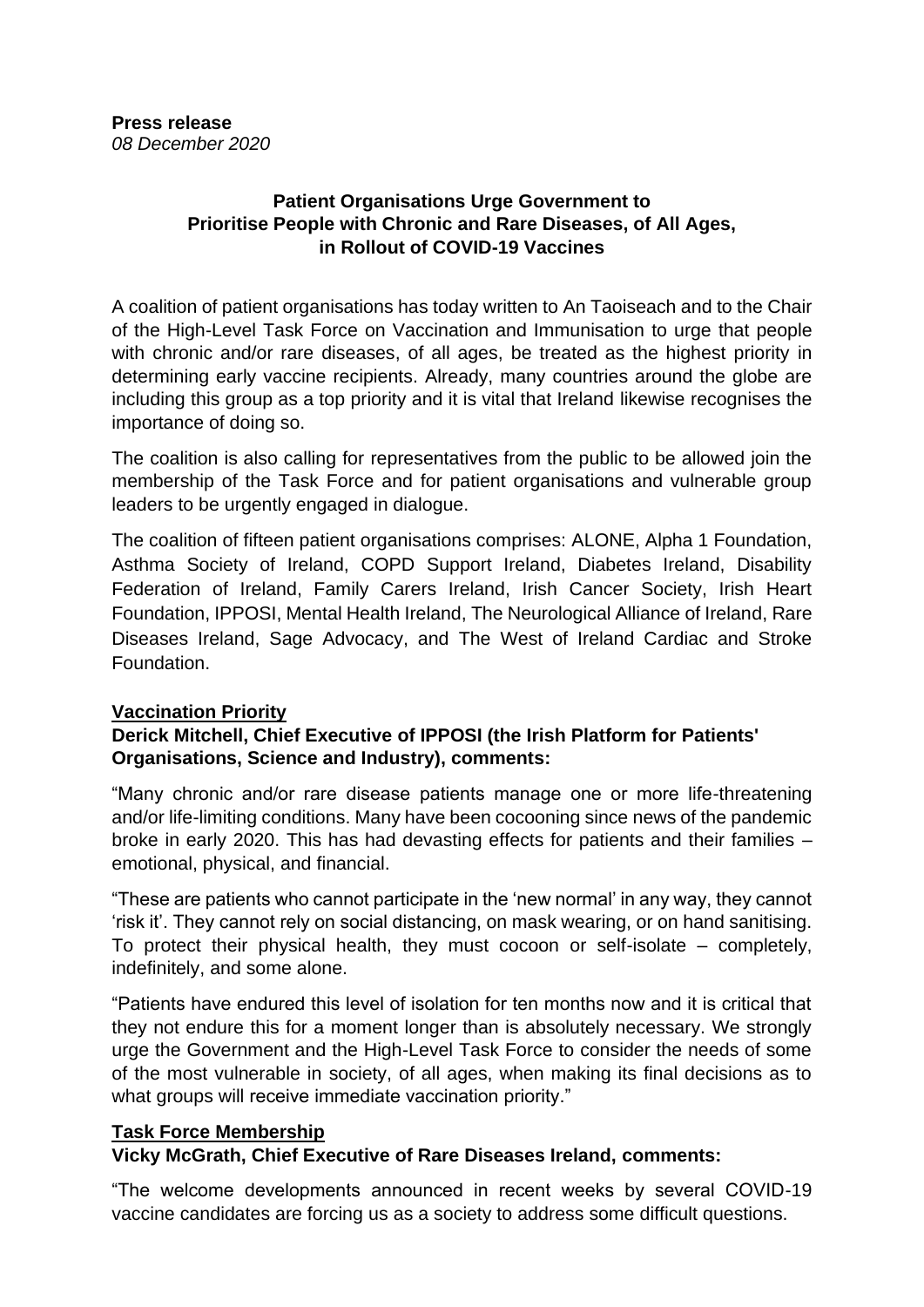**Press release**
*08 December 2020*

**Patient Organisations Urge Government to Prioritise People with Chronic and Rare Diseases, of All Ages, in Rollout of COVID-19 Vaccines**

A coalition of patient organisations has today written to An Taoiseach and to the Chair of the High-Level Task Force on Vaccination and Immunisation to urge that people with chronic and/or rare diseases, of all ages, be treated as the highest priority in determining early vaccine recipients. Already, many countries around the globe are including this group as a top priority and it is vital that Ireland likewise recognises the importance of doing so.

The coalition is also calling for representatives from the public to be allowed join the membership of the Task Force and for patient organisations and vulnerable group leaders to be urgently engaged in dialogue.

The coalition of fifteen patient organisations comprises: ALONE, Alpha 1 Foundation, Asthma Society of Ireland, COPD Support Ireland, Diabetes Ireland, Disability Federation of Ireland, Family Carers Ireland, Irish Cancer Society, Irish Heart Foundation, IPPOSI, Mental Health Ireland, The Neurological Alliance of Ireland, Rare Diseases Ireland, Sage Advocacy, and The West of Ireland Cardiac and Stroke Foundation.

**Vaccination Priority**

**Derick Mitchell, Chief Executive of IPPOSI (the Irish Platform for Patients' Organisations, Science and Industry), comments:**

"Many chronic and/or rare disease patients manage one or more life-threatening and/or life-limiting conditions. Many have been cocooning since news of the pandemic broke in early 2020. This has had devasting effects for patients and their families – emotional, physical, and financial.

"These are patients who cannot participate in the 'new normal' in any way, they cannot 'risk it'. They cannot rely on social distancing, on mask wearing, or on hand sanitising. To protect their physical health, they must cocoon or self-isolate – completely, indefinitely, and some alone.

"Patients have endured this level of isolation for ten months now and it is critical that they not endure this for a moment longer than is absolutely necessary. We strongly urge the Government and the High-Level Task Force to consider the needs of some of the most vulnerable in society, of all ages, when making its final decisions as to what groups will receive immediate vaccination priority."

**Task Force Membership**

**Vicky McGrath, Chief Executive of Rare Diseases Ireland, comments:**

"The welcome developments announced in recent weeks by several COVID-19 vaccine candidates are forcing us as a society to address some difficult questions.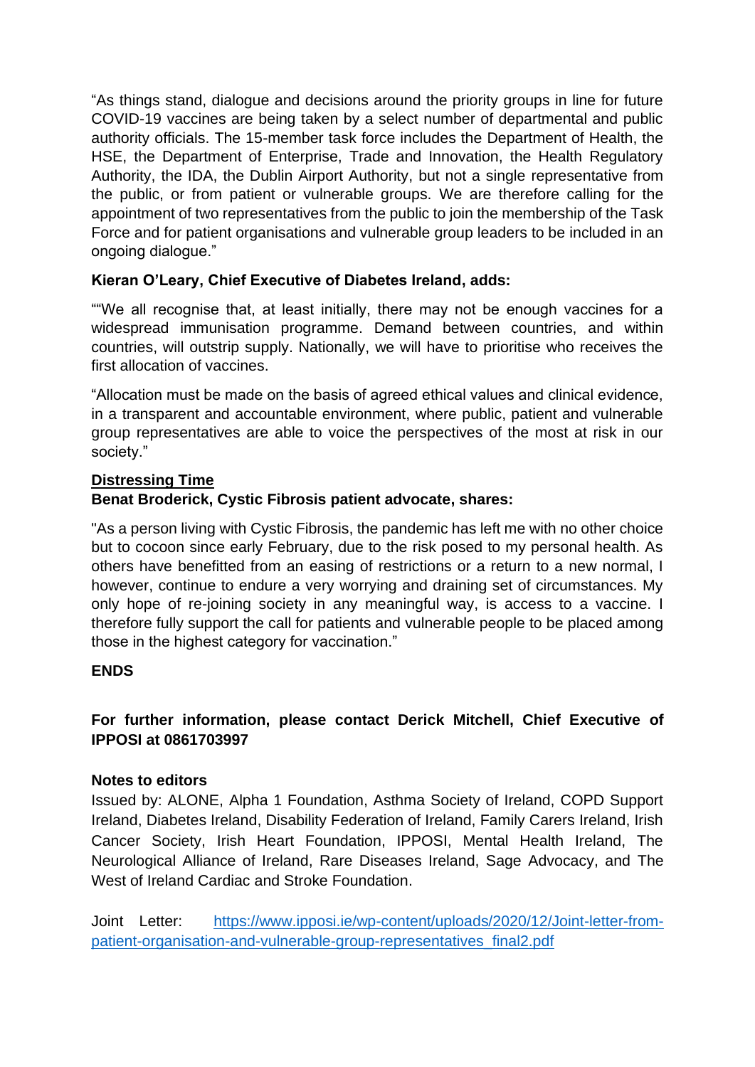"As things stand, dialogue and decisions around the priority groups in line for future COVID-19 vaccines are being taken by a select number of departmental and public authority officials. The 15-member task force includes the Department of Health, the HSE, the Department of Enterprise, Trade and Innovation, the Health Regulatory Authority, the IDA, the Dublin Airport Authority, but not a single representative from the public, or from patient or vulnerable groups. We are therefore calling for the appointment of two representatives from the public to join the membership of the Task Force and for patient organisations and vulnerable group leaders to be included in an ongoing dialogue."

**Kieran O'Leary, Chief Executive of Diabetes Ireland, adds:**

""We all recognise that, at least initially, there may not be enough vaccines for a widespread immunisation programme. Demand between countries, and within countries, will outstrip supply. Nationally, we will have to prioritise who receives the first allocation of vaccines.

"Allocation must be made on the basis of agreed ethical values and clinical evidence, in a transparent and accountable environment, where public, patient and vulnerable group representatives are able to voice the perspectives of the most at risk in our society."

**<u>Distressing Time</u>**

**Benat Broderick, Cystic Fibrosis patient advocate, shares:**

"As a person living with Cystic Fibrosis, the pandemic has left me with no other choice but to cocoon since early February, due to the risk posed to my personal health. As others have benefitted from an easing of restrictions or a return to a new normal, I however, continue to endure a very worrying and draining set of circumstances. My only hope of re-joining society in any meaningful way, is access to a vaccine. I therefore fully support the call for patients and vulnerable people to be placed among those in the highest category for vaccination."

**ENDS**

**For further information, please contact Derick Mitchell, Chief Executive of IPPOSI at 0861703997**

**Notes to editors**

Issued by: ALONE, Alpha 1 Foundation, Asthma Society of Ireland, COPD Support Ireland, Diabetes Ireland, Disability Federation of Ireland, Family Carers Ireland, Irish Cancer Society, Irish Heart Foundation, IPPOSI, Mental Health Ireland, The Neurological Alliance of Ireland, Rare Diseases Ireland, Sage Advocacy, and The West of Ireland Cardiac and Stroke Foundation.

Joint Letter: https://www.ipposi.ie/wp-content/uploads/2020/12/Joint-letter-from-patient-organisation-and-vulnerable-group-representatives_final2.pdf